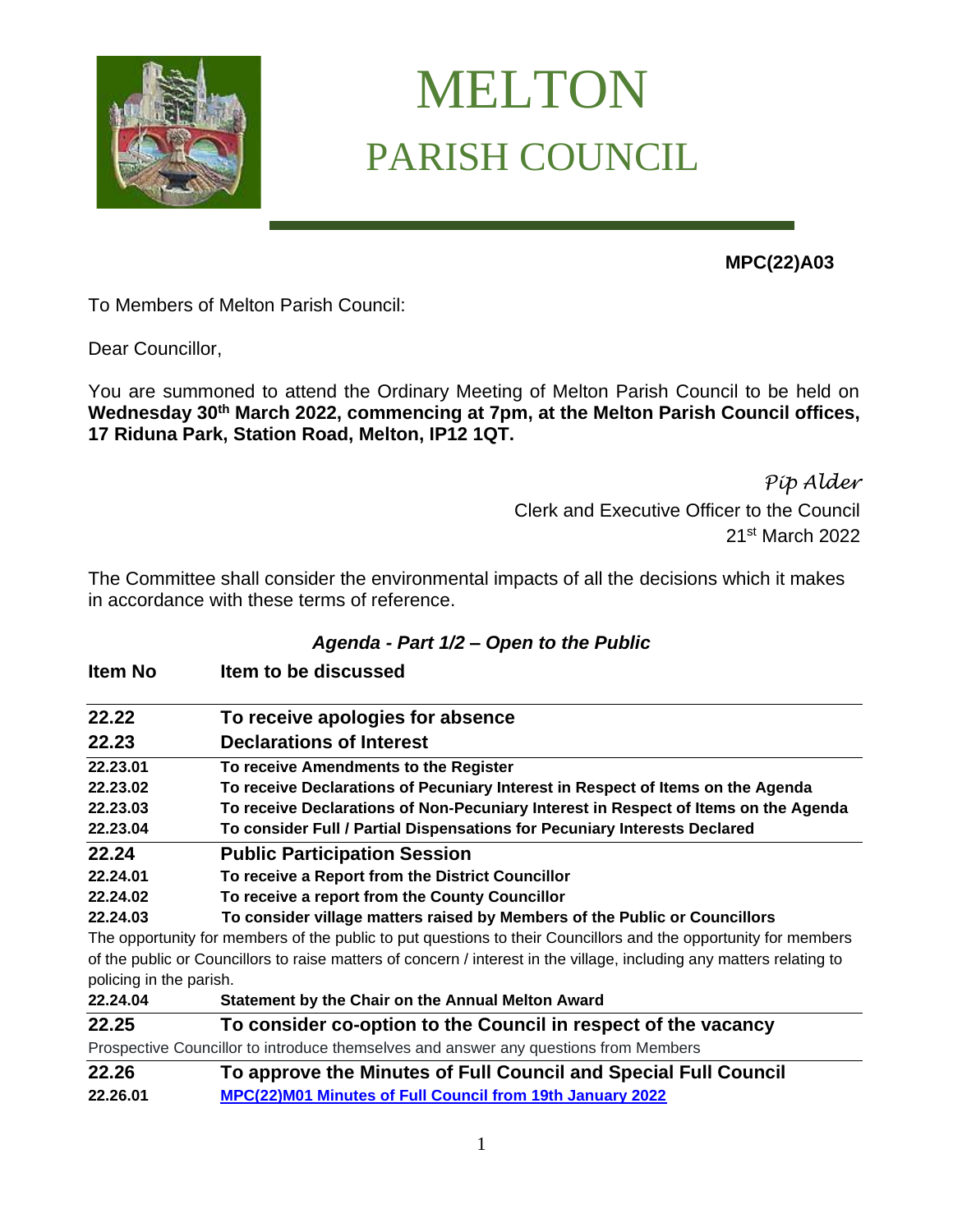# MELTON
## PARISH COUNCIL

**MPC(22)A03**

To Members of Melton Parish Council:

Dear Councillor,

You are summoned to attend the Ordinary Meeting of Melton Parish Council to be held on **Wednesday 30th March 2022, commencing at 7pm, at the Melton Parish Council offices, 17 Riduna Park, Station Road, Melton, IP12 1QT.**

*Pip Alder*
Clerk and Executive Officer to the Council
21st March 2022

The Committee shall consider the environmental impacts of all the decisions which it makes in accordance with these terms of reference.

***Agenda - Part 1/2 – Open to the Public***

| **Item No** | **Item to be discussed** |
|---|---|
| **22.22** | **To receive apologies for absence** |
| **22.23** | **Declarations of Interest** |
| **22.23.01** | **To receive Amendments to the Register** |
| **22.23.02** | **To receive Declarations of Pecuniary Interest in Respect of Items on the Agenda** |
| **22.23.03** | **To receive Declarations of Non-Pecuniary Interest in Respect of Items on the Agenda** |
| **22.23.04** | **To consider Full / Partial Dispensations for Pecuniary Interests Declared** |
| **22.24** | **Public Participation Session** |
| **22.24.01** | **To receive a Report from the District Councillor** |
| **22.24.02** | **To receive a report from the County Councillor** |
| **22.24.03** | **To consider village matters raised by Members of the Public or Councillors** |

The opportunity for members of the public to put questions to their Councillors and the opportunity for members of the public or Councillors to raise matters of concern / interest in the village, including any matters relating to policing in the parish.

| | |
|---|---|
| **22.24.04** | **Statement by the Chair on the Annual Melton Award** |
| **22.25** | **To consider co-option to the Council in respect of the vacancy** |

Prospective Councillor to introduce themselves and answer any questions from Members

| | |
|---|---|
| **22.26** | **To approve the Minutes of Full Council and Special Full Council** |
| **22.26.01** | **MPC(22)M01 Minutes of Full Council from 19th January 2022** |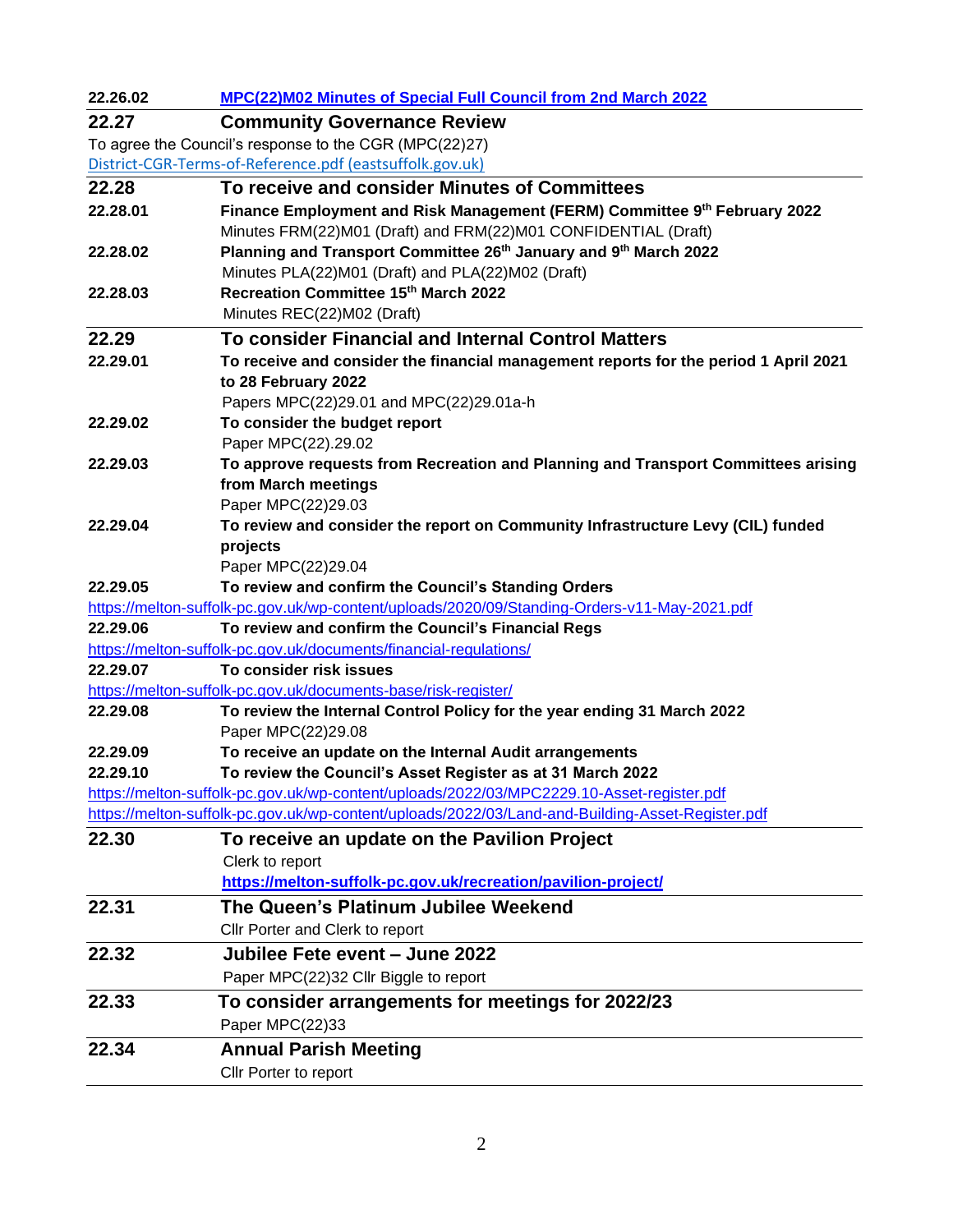**22.26.02** [MPC(22)M02 Minutes of Special Full Council from 2nd March 2022]

## 22.27 Community Governance Review

To agree the Council's response to the CGR (MPC(22)27)
District-CGR-Terms-of-Reference.pdf (eastsuffolk.gov.uk)

## 22.28 To receive and consider Minutes of Committees

**22.28.01 Finance Employment and Risk Management (FERM) Committee 9th February 2022**
Minutes FRM(22)M01 (Draft) and FRM(22)M01 CONFIDENTIAL (Draft)

**22.28.02 Planning and Transport Committee 26th January and 9th March 2022**
Minutes PLA(22)M01 (Draft) and PLA(22)M02 (Draft)

**22.28.03 Recreation Committee 15th March 2022**
Minutes REC(22)M02 (Draft)

## 22.29 To consider Financial and Internal Control Matters

**22.29.01 To receive and consider the financial management reports for the period 1 April 2021 to 28 February 2022**
Papers MPC(22)29.01 and MPC(22)29.01a-h

**22.29.02 To consider the budget report**
Paper MPC(22).29.02

**22.29.03 To approve requests from Recreation and Planning and Transport Committees arising from March meetings**
Paper MPC(22)29.03

**22.29.04 To review and consider the report on Community Infrastructure Levy (CIL) funded projects**
Paper MPC(22)29.04

**22.29.05 To review and confirm the Council's Standing Orders**
https://melton-suffolk-pc.gov.uk/wp-content/uploads/2020/09/Standing-Orders-v11-May-2021.pdf

**22.29.06 To review and confirm the Council's Financial Regs**
https://melton-suffolk-pc.gov.uk/documents/financial-regulations/

**22.29.07 To consider risk issues**
https://melton-suffolk-pc.gov.uk/documents-base/risk-register/

**22.29.08 To review the Internal Control Policy for the year ending 31 March 2022**
Paper MPC(22)29.08

**22.29.09 To receive an update on the Internal Audit arrangements**

**22.29.10 To review the Council's Asset Register as at 31 March 2022**
https://melton-suffolk-pc.gov.uk/wp-content/uploads/2022/03/MPC2229.10-Asset-register.pdf
https://melton-suffolk-pc.gov.uk/wp-content/uploads/2022/03/Land-and-Building-Asset-Register.pdf

## 22.30 To receive an update on the Pavilion Project

Clerk to report
**https://melton-suffolk-pc.gov.uk/recreation/pavilion-project/**

## 22.31 The Queen's Platinum Jubilee Weekend

Cllr Porter and Clerk to report

## 22.32 Jubilee Fete event – June 2022

Paper MPC(22)32 Cllr Biggle to report

## 22.33 To consider arrangements for meetings for 2022/23

Paper MPC(22)33

## 22.34 Annual Parish Meeting

Cllr Porter to report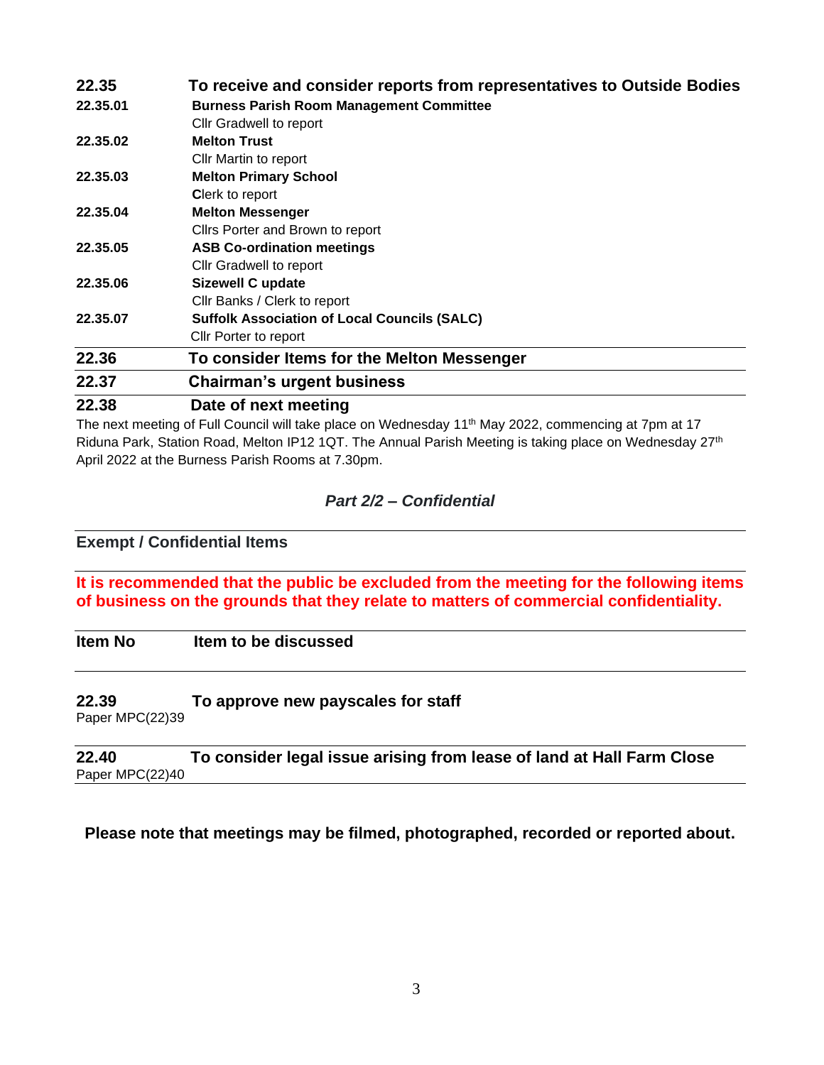**22.35 To receive and consider reports from representatives to Outside Bodies**

**22.35.01 Burness Parish Room Management Committee**
Cllr Gradwell to report

**22.35.02 Melton Trust**
Cllr Martin to report

**22.35.03 Melton Primary School**
Clerk to report

**22.35.04 Melton Messenger**
Cllrs Porter and Brown to report

**22.35.05 ASB Co-ordination meetings**
Cllr Gradwell to report

**22.35.06 Sizewell C update**
Cllr Banks / Clerk to report

**22.35.07 Suffolk Association of Local Councils (SALC)**
Cllr Porter to report

**22.36 To consider Items for the Melton Messenger**

**22.37 Chairman's urgent business**

**22.38 Date of next meeting**

The next meeting of Full Council will take place on Wednesday 11th May 2022, commencing at 7pm at 17 Riduna Park, Station Road, Melton IP12 1QT. The Annual Parish Meeting is taking place on Wednesday 27th April 2022 at the Burness Parish Rooms at 7.30pm.

## *Part 2/2 – Confidential*

**Exempt / Confidential Items**

**It is recommended that the public be excluded from the meeting for the following items of business on the grounds that they relate to matters of commercial confidentiality.**

| Item No | Item to be discussed |
|---|---|
| **22.39** Paper MPC(22)39 | **To approve new payscales for staff** |
| **22.40** Paper MPC(22)40 | **To consider legal issue arising from lease of land at Hall Farm Close** |

**Please note that meetings may be filmed, photographed, recorded or reported about.**